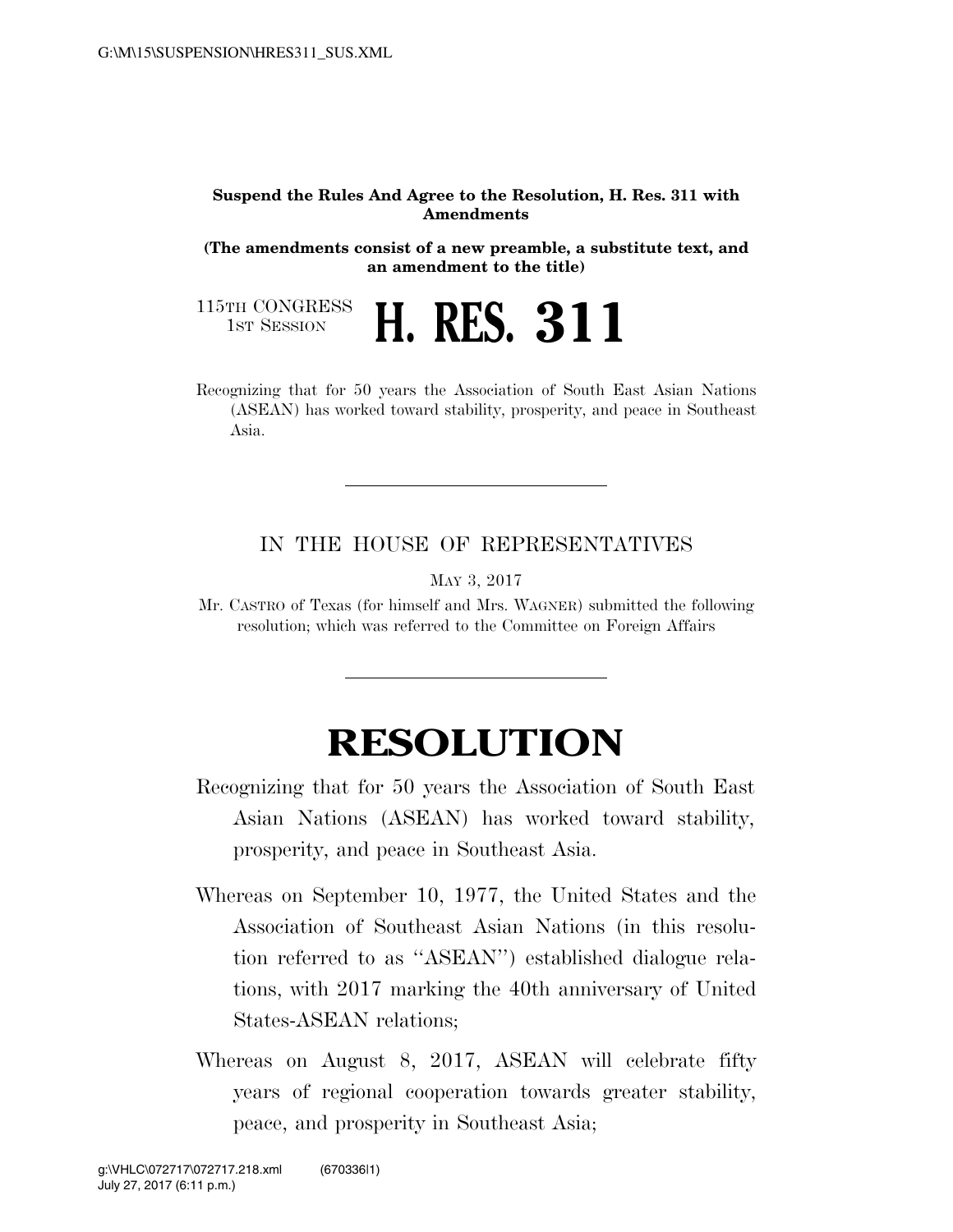**Suspend the Rules And Agree to the Resolution, H. Res. 311 with Amendments**

**(The amendments consist of a new preamble, a substitute text, and an amendment to the title)**

115TH CONGRESS
1ST SESSION

# H. RES. 311

Recognizing that for 50 years the Association of South East Asian Nations (ASEAN) has worked toward stability, prosperity, and peace in Southeast Asia.

---

IN THE HOUSE OF REPRESENTATIVES

MAY 3, 2017

Mr. CASTRO of Texas (for himself and Mrs. WAGNER) submitted the following resolution; which was referred to the Committee on Foreign Affairs

---

# RESOLUTION

Recognizing that for 50 years the Association of South East Asian Nations (ASEAN) has worked toward stability, prosperity, and peace in Southeast Asia.

Whereas on September 10, 1977, the United States and the Association of Southeast Asian Nations (in this resolution referred to as "ASEAN") established dialogue relations, with 2017 marking the 40th anniversary of United States-ASEAN relations;

Whereas on August 8, 2017, ASEAN will celebrate fifty years of regional cooperation towards greater stability, peace, and prosperity in Southeast Asia;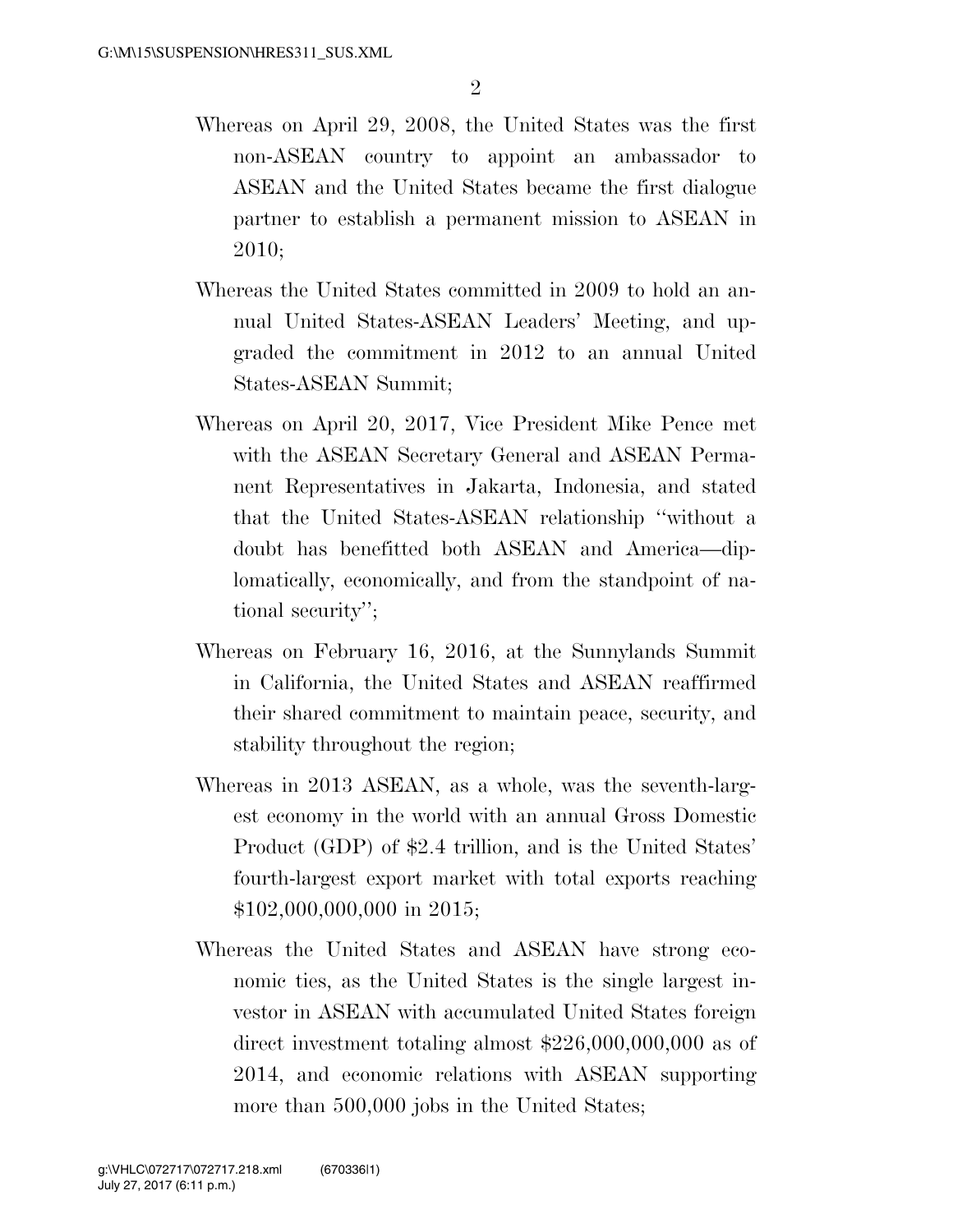Whereas on April 29, 2008, the United States was the first non-ASEAN country to appoint an ambassador to ASEAN and the United States became the first dialogue partner to establish a permanent mission to ASEAN in 2010;

Whereas the United States committed in 2009 to hold an annual United States-ASEAN Leaders' Meeting, and upgraded the commitment in 2012 to an annual United States-ASEAN Summit;

Whereas on April 20, 2017, Vice President Mike Pence met with the ASEAN Secretary General and ASEAN Permanent Representatives in Jakarta, Indonesia, and stated that the United States-ASEAN relationship "without a doubt has benefitted both ASEAN and America—diplomatically, economically, and from the standpoint of national security";

Whereas on February 16, 2016, at the Sunnylands Summit in California, the United States and ASEAN reaffirmed their shared commitment to maintain peace, security, and stability throughout the region;

Whereas in 2013 ASEAN, as a whole, was the seventh-largest economy in the world with an annual Gross Domestic Product (GDP) of $2.4 trillion, and is the United States' fourth-largest export market with total exports reaching $102,000,000,000 in 2015;

Whereas the United States and ASEAN have strong economic ties, as the United States is the single largest investor in ASEAN with accumulated United States foreign direct investment totaling almost $226,000,000,000 as of 2014, and economic relations with ASEAN supporting more than 500,000 jobs in the United States;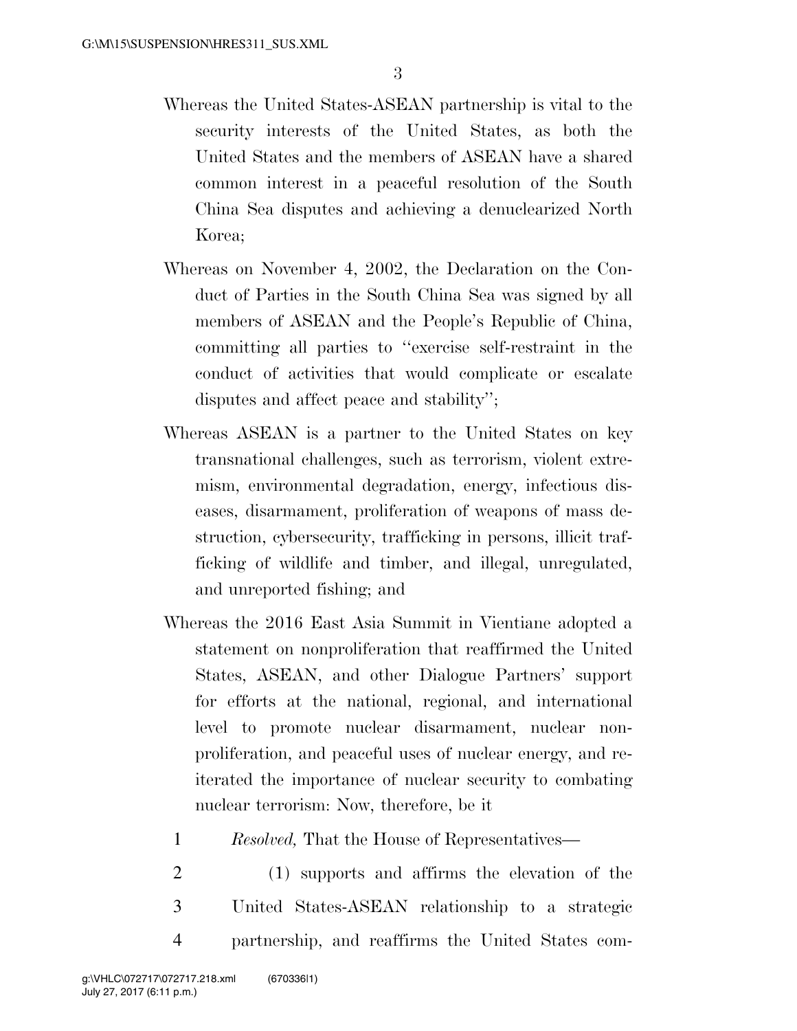Whereas the United States-ASEAN partnership is vital to the security interests of the United States, as both the United States and the members of ASEAN have a shared common interest in a peaceful resolution of the South China Sea disputes and achieving a denuclearized North Korea;

Whereas on November 4, 2002, the Declaration on the Conduct of Parties in the South China Sea was signed by all members of ASEAN and the People's Republic of China, committing all parties to "exercise self-restraint in the conduct of activities that would complicate or escalate disputes and affect peace and stability";

Whereas ASEAN is a partner to the United States on key transnational challenges, such as terrorism, violent extremism, environmental degradation, energy, infectious diseases, disarmament, proliferation of weapons of mass destruction, cybersecurity, trafficking in persons, illicit trafficking of wildlife and timber, and illegal, unregulated, and unreported fishing; and

Whereas the 2016 East Asia Summit in Vientiane adopted a statement on nonproliferation that reaffirmed the United States, ASEAN, and other Dialogue Partners' support for efforts at the national, regional, and international level to promote nuclear disarmament, nuclear nonproliferation, and peaceful uses of nuclear energy, and reiterated the importance of nuclear security to combating nuclear terrorism: Now, therefore, be it

1 *Resolved,* That the House of Representatives—

2 (1) supports and affirms the elevation of the
3 United States-ASEAN relationship to a strategic
4 partnership, and reaffirms the United States com-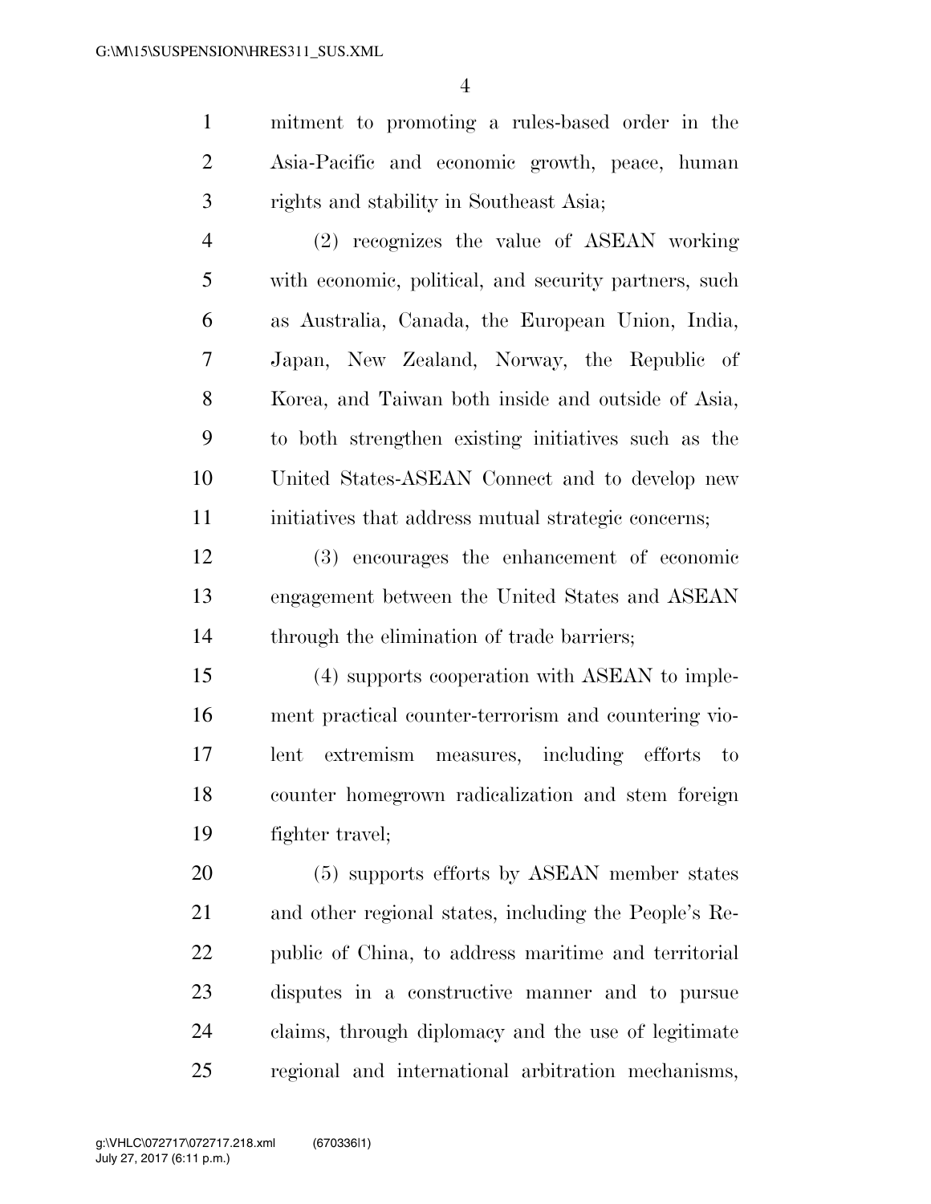mitment to promoting a rules-based order in the Asia-Pacific and economic growth, peace, human rights and stability in Southeast Asia;

(2) recognizes the value of ASEAN working with economic, political, and security partners, such as Australia, Canada, the European Union, India, Japan, New Zealand, Norway, the Republic of Korea, and Taiwan both inside and outside of Asia, to both strengthen existing initiatives such as the United States-ASEAN Connect and to develop new initiatives that address mutual strategic concerns;

(3) encourages the enhancement of economic engagement between the United States and ASEAN through the elimination of trade barriers;

(4) supports cooperation with ASEAN to implement practical counter-terrorism and countering violent extremism measures, including efforts to counter homegrown radicalization and stem foreign fighter travel;

(5) supports efforts by ASEAN member states and other regional states, including the People's Republic of China, to address maritime and territorial disputes in a constructive manner and to pursue claims, through diplomacy and the use of legitimate regional and international arbitration mechanisms,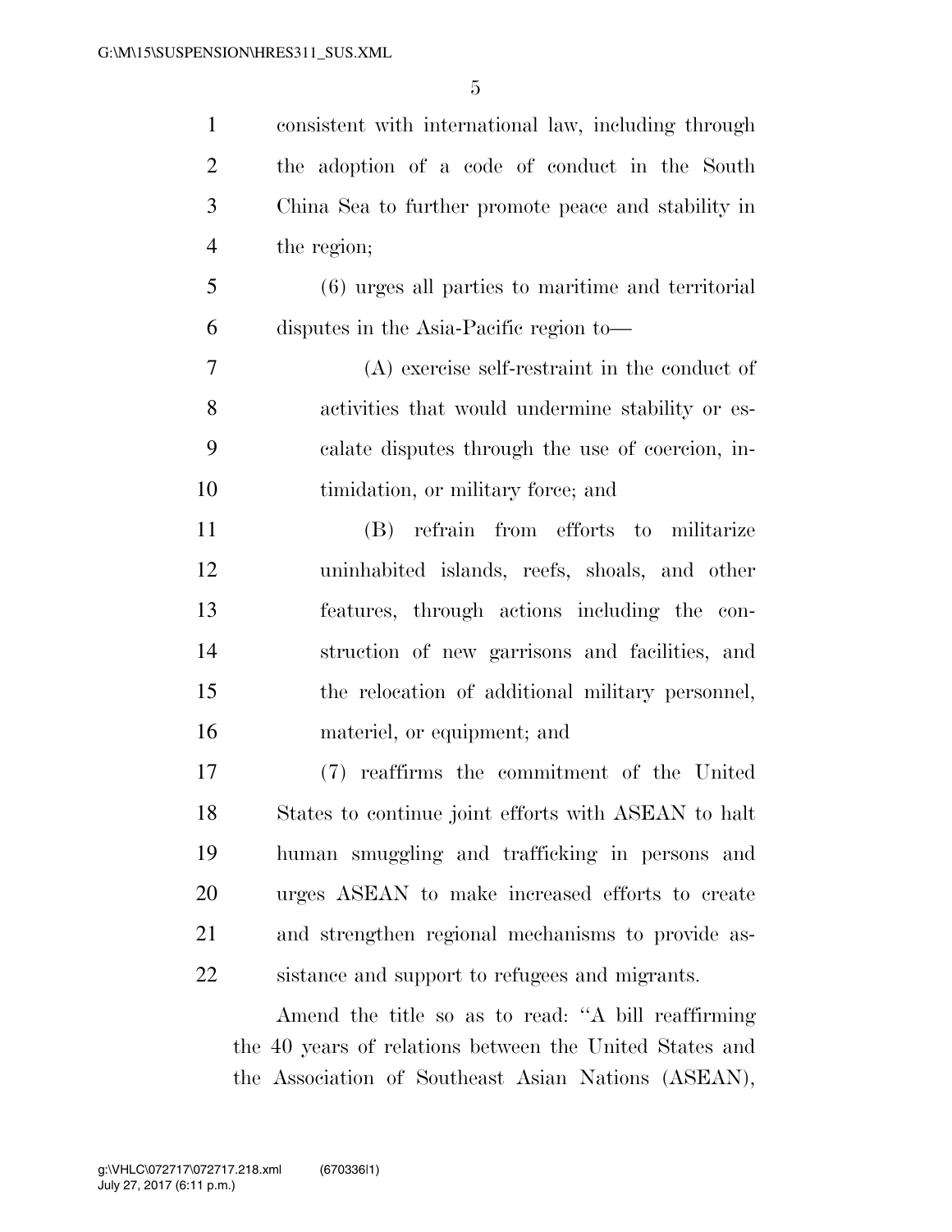consistent with international law, including through the adoption of a code of conduct in the South China Sea to further promote peace and stability in the region;

(6) urges all parties to maritime and territorial disputes in the Asia-Pacific region to—

(A) exercise self-restraint in the conduct of activities that would undermine stability or escalate disputes through the use of coercion, intimidation, or military force; and

(B) refrain from efforts to militarize uninhabited islands, reefs, shoals, and other features, through actions including the construction of new garrisons and facilities, and the relocation of additional military personnel, materiel, or equipment; and

(7) reaffirms the commitment of the United States to continue joint efforts with ASEAN to halt human smuggling and trafficking in persons and urges ASEAN to make increased efforts to create and strengthen regional mechanisms to provide assistance and support to refugees and migrants.

Amend the title so as to read: "A bill reaffirming the 40 years of relations between the United States and the Association of Southeast Asian Nations (ASEAN),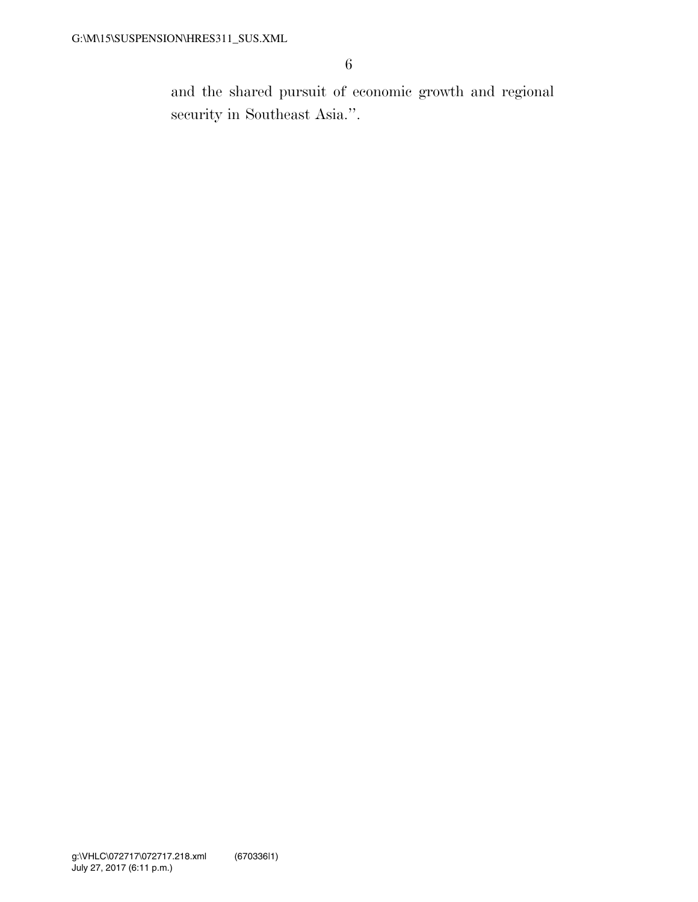and the shared pursuit of economic growth and regional security in Southeast Asia.''.